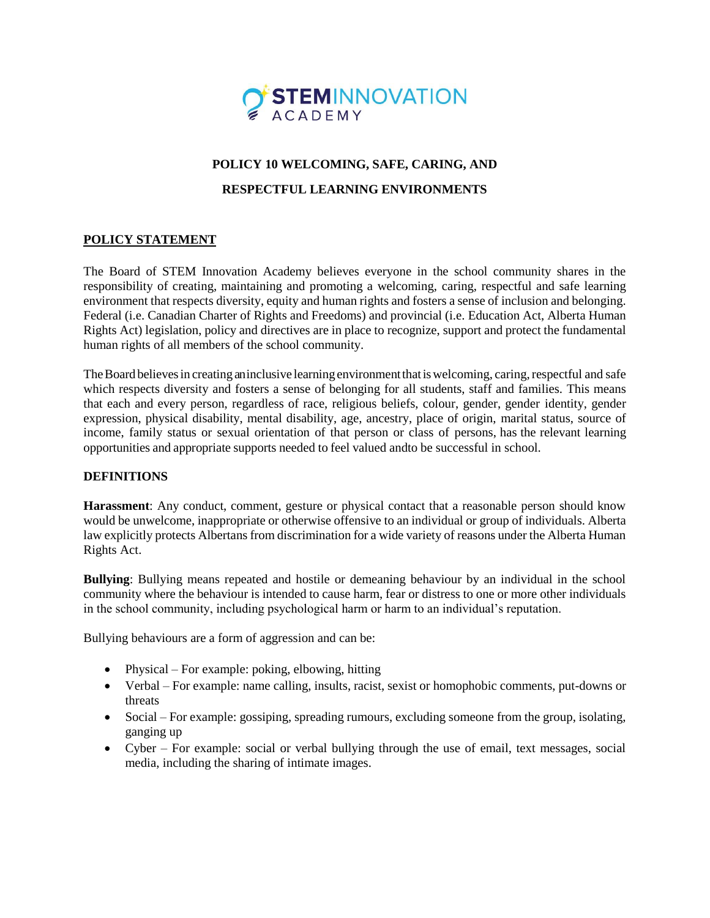STEM INNOVATION ACADEMY

# POLICY 10 WELCOMING, SAFE, CARING, AND RESPECTFUL LEARNING ENVIRONMENTS

## POLICY STATEMENT

The Board of STEM Innovation Academy believes everyone in the school community shares in the responsibility of creating, maintaining and promoting a welcoming, caring, respectful and safe learning environment that respects diversity, equity and human rights and fosters a sense of inclusion and belonging. Federal (i.e. Canadian Charter of Rights and Freedoms) and provincial (i.e. Education Act, Alberta Human Rights Act) legislation, policy and directives are in place to recognize, support and protect the fundamental human rights of all members of the school community.

The Board believes in creating an inclusive learning environment that is welcoming, caring, respectful and safe which respects diversity and fosters a sense of belonging for all students, staff and families. This means that each and every person, regardless of race, religious beliefs, colour, gender, gender identity, gender expression, physical disability, mental disability, age, ancestry, place of origin, marital status, source of income, family status or sexual orientation of that person or class of persons, has the relevant learning opportunities and appropriate supports needed to feel valued andto be successful in school.

## DEFINITIONS

**Harassment**: Any conduct, comment, gesture or physical contact that a reasonable person should know would be unwelcome, inappropriate or otherwise offensive to an individual or group of individuals. Alberta law explicitly protects Albertans from discrimination for a wide variety of reasons under the Alberta Human Rights Act.

**Bullying**: Bullying means repeated and hostile or demeaning behaviour by an individual in the school community where the behaviour is intended to cause harm, fear or distress to one or more other individuals in the school community, including psychological harm or harm to an individual's reputation.

Bullying behaviours are a form of aggression and can be:

- Physical – For example: poking, elbowing, hitting
- Verbal – For example: name calling, insults, racist, sexist or homophobic comments, put-downs or threats
- Social – For example: gossiping, spreading rumours, excluding someone from the group, isolating, ganging up
- Cyber – For example: social or verbal bullying through the use of email, text messages, social media, including the sharing of intimate images.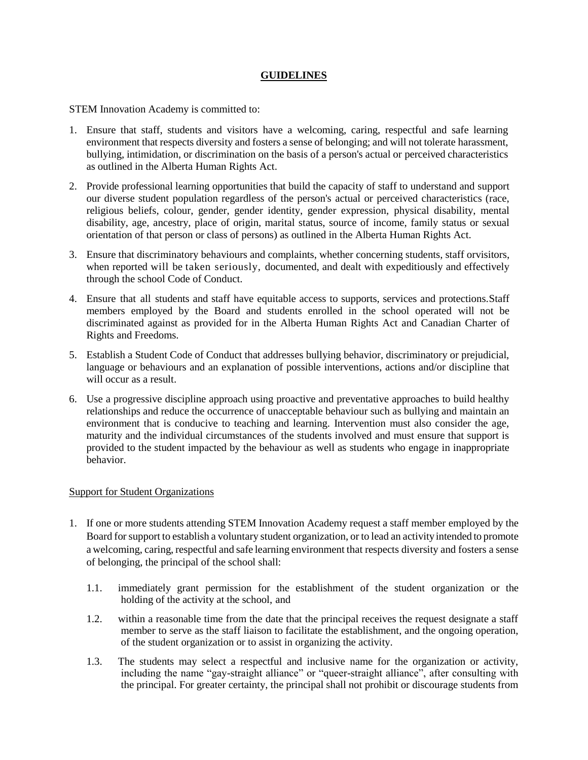**GUIDELINES**

STEM Innovation Academy is committed to:

1. Ensure that staff, students and visitors have a welcoming, caring, respectful and safe learning environment that respects diversity and fosters a sense of belonging; and will not tolerate harassment, bullying, intimidation, or discrimination on the basis of a person's actual or perceived characteristics as outlined in the Alberta Human Rights Act.

2. Provide professional learning opportunities that build the capacity of staff to understand and support our diverse student population regardless of the person's actual or perceived characteristics (race, religious beliefs, colour, gender, gender identity, gender expression, physical disability, mental disability, age, ancestry, place of origin, marital status, source of income, family status or sexual orientation of that person or class of persons) as outlined in the Alberta Human Rights Act.

3. Ensure that discriminatory behaviours and complaints, whether concerning students, staff orvisitors, when reported will be taken seriously, documented, and dealt with expeditiously and effectively through the school Code of Conduct.

4. Ensure that all students and staff have equitable access to supports, services and protections.Staff members employed by the Board and students enrolled in the school operated will not be discriminated against as provided for in the Alberta Human Rights Act and Canadian Charter of Rights and Freedoms.

5. Establish a Student Code of Conduct that addresses bullying behavior, discriminatory or prejudicial, language or behaviours and an explanation of possible interventions, actions and/or discipline that will occur as a result.

6. Use a progressive discipline approach using proactive and preventative approaches to build healthy relationships and reduce the occurrence of unacceptable behaviour such as bullying and maintain an environment that is conducive to teaching and learning. Intervention must also consider the age, maturity and the individual circumstances of the students involved and must ensure that support is provided to the student impacted by the behaviour as well as students who engage in inappropriate behavior.

Support for Student Organizations

1. If one or more students attending STEM Innovation Academy request a staff member employed by the Board for support to establish a voluntary student organization, or to lead an activity intended to promote a welcoming, caring, respectful and safe learning environment that respects diversity and fosters a sense of belonging, the principal of the school shall:

   1.1. immediately grant permission for the establishment of the student organization or the holding of the activity at the school, and

   1.2. within a reasonable time from the date that the principal receives the request designate a staff member to serve as the staff liaison to facilitate the establishment, and the ongoing operation, of the student organization or to assist in organizing the activity.

   1.3. The students may select a respectful and inclusive name for the organization or activity, including the name "gay-straight alliance" or "queer-straight alliance", after consulting with the principal. For greater certainty, the principal shall not prohibit or discourage students from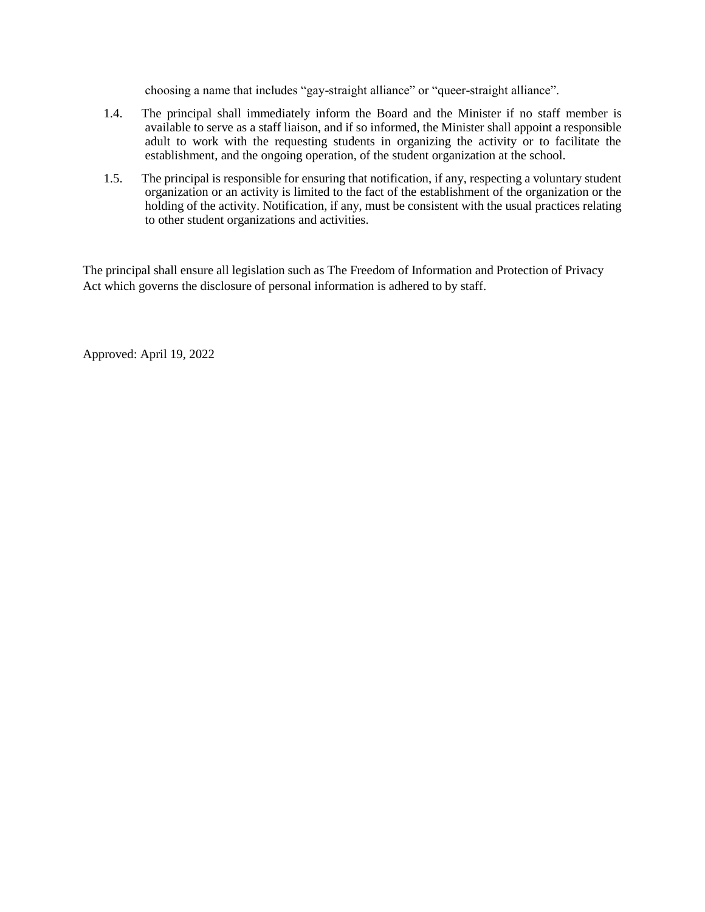choosing a name that includes "gay-straight alliance" or "queer-straight alliance".

1.4. The principal shall immediately inform the Board and the Minister if no staff member is available to serve as a staff liaison, and if so informed, the Minister shall appoint a responsible adult to work with the requesting students in organizing the activity or to facilitate the establishment, and the ongoing operation, of the student organization at the school.

1.5. The principal is responsible for ensuring that notification, if any, respecting a voluntary student organization or an activity is limited to the fact of the establishment of the organization or the holding of the activity. Notification, if any, must be consistent with the usual practices relating to other student organizations and activities.

The principal shall ensure all legislation such as The Freedom of Information and Protection of Privacy Act which governs the disclosure of personal information is adhered to by staff.

Approved: April 19, 2022